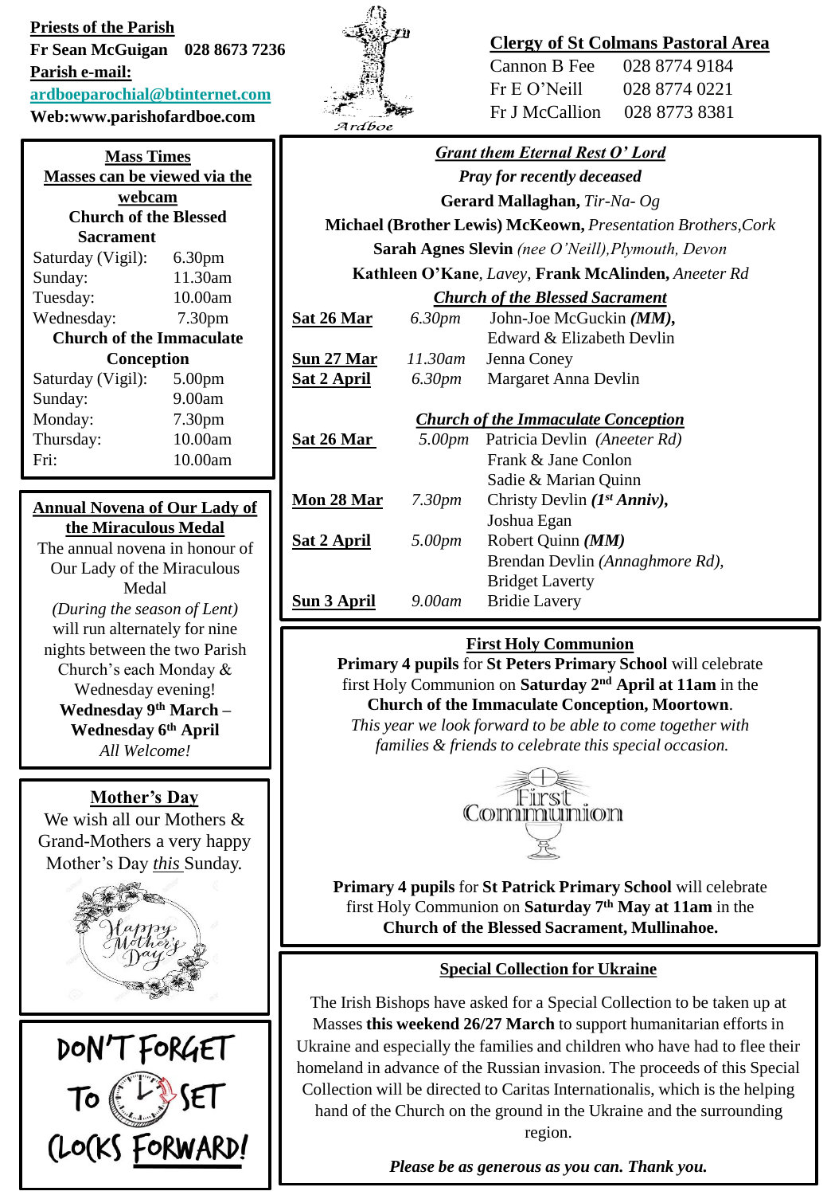**Priests of the Parish**
**Fr Sean McGuigan 028 8673 7236**
**Parish e-mail:**
**ardboeparochial@btinternet.com**
**Web:www.parishofardboe.com**

Ardboe

**Clergy of St Colmans Pastoral Area**

Cannon B Fee 028 8774 9184
Fr E O'Neill 028 8774 0221
Fr J McCallion 028 8773 8381

## Mass Times

**Masses can be viewed via the webcam**

**Church of the Blessed Sacrament**

| | |
|---|---|
| Saturday (Vigil): | 6.30pm |
| Sunday: | 11.30am |
| Tuesday: | 10.00am |
| Wednesday: | 7.30pm |

**Church of the Immaculate Conception**

| | |
|---|---|
| Saturday (Vigil): | 5.00pm |
| Sunday: | 9.00am |
| Monday: | 7.30pm |
| Thursday: | 10.00am |
| Fri: | 10.00am |

## Annual Novena of Our Lady of the Miraculous Medal

The annual novena in honour of Our Lady of the Miraculous Medal *(During the season of Lent)* will run alternately for nine nights between the two Parish Church's each Monday & Wednesday evening!

**Wednesday 9th March – Wednesday 6th April**

*All Welcome!*

## Mother's Day

We wish all our Mothers & Grand-Mothers a very happy Mother's Day *this* Sunday.

Happy Mother's Day

DON'T FORGET TO SET CLOCKS FORWARD!

## *Grant them Eternal Rest O' Lord*

***Pray for recently deceased***

**Gerard Mallaghan,** *Tir-Na- Og*
**Michael (Brother Lewis) McKeown,** *Presentation Brothers,Cork*
**Sarah Agnes Slevin** *(nee O'Neill),Plymouth, Devon*
**Kathleen O'Kane**, *Lavey,* **Frank McAlinden,** *Aneeter Rd*

***Church of the Blessed Sacrament***

| | | |
|---|---|---|
| **Sat 26 Mar** | *6.30pm* | John-Joe McGuckin ***(MM),*** Edward & Elizabeth Devlin |
| **Sun 27 Mar** | *11.30am* | Jenna Coney |
| **Sat 2 April** | *6.30pm* | Margaret Anna Devlin |

***Church of the Immaculate Conception***

| | | |
|---|---|---|
| **Sat 26 Mar** | *5.00pm* | Patricia Devlin *(Aneeter Rd)* Frank & Jane Conlon Sadie & Marian Quinn |
| **Mon 28 Mar** | *7.30pm* | Christy Devlin ***(1st Anniv),*** Joshua Egan |
| **Sat 2 April** | *5.00pm* | Robert Quinn ***(MM)*** Brendan Devlin *(Annaghmore Rd),* Bridget Laverty |
| **Sun 3 April** | *9.00am* | Bridie Laverty |

## First Holy Communion

**Primary 4 pupils** for **St Peters Primary School** will celebrate first Holy Communion on **Saturday 2nd April at 11am** in the **Church of the Immaculate Conception, Moortown**.
*This year we look forward to be able to come together with families & friends to celebrate this special occasion.*

First Communion

**Primary 4 pupils** for **St Patrick Primary School** will celebrate first Holy Communion on **Saturday 7th May at 11am** in the **Church of the Blessed Sacrament, Mullinahoe.**

## Special Collection for Ukraine

The Irish Bishops have asked for a Special Collection to be taken up at Masses **this weekend 26/27 March** to support humanitarian efforts in Ukraine and especially the families and children who have had to flee their homeland in advance of the Russian invasion. The proceeds of this Special Collection will be directed to Caritas Internationalis, which is the helping hand of the Church on the ground in the Ukraine and the surrounding region.

***Please be as generous as you can. Thank you.***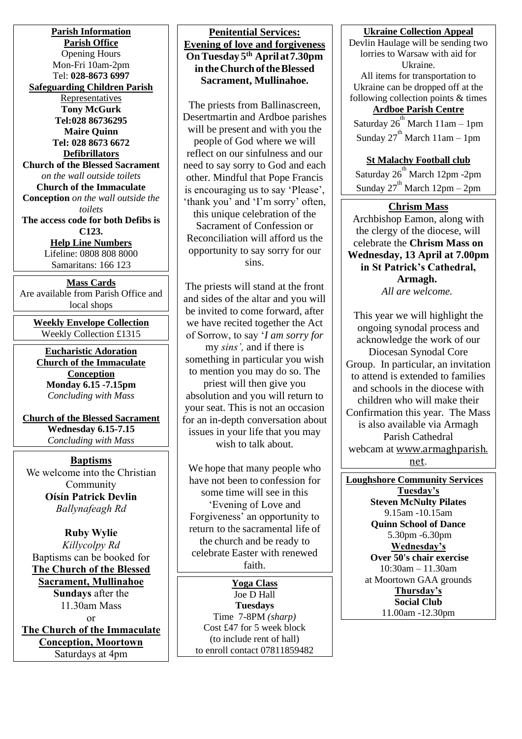**Parish Information**

**Parish Office**

Opening Hours
Mon-Fri 10am-2pm
Tel: **028-8673 6997**

**Safeguarding Children Parish**
Representatives
**Tony McGurk**
**Tel:028 86736295**
**Maire Quinn**
**Tel: 028 8673 6672**

**Defibrillators**
**Church of the Blessed Sacrament** *on the wall outside toilets*
**Church of the Immaculate Conception** *on the wall outside the toilets*
**The access code for both Defibs is C123.**

**Help Line Numbers**
Lifeline: 0808 808 8000
Samaritans: 166 123

**Mass Cards**
Are available from Parish Office and local shops

**Weekly Envelope Collection**
Weekly Collection £1315

**Eucharistic Adoration**
**Church of the Immaculate Conception**
**Monday 6.15 -7.15pm**
*Concluding with Mass*

**Church of the Blessed Sacrament**
**Wednesday 6.15-7.15**
*Concluding with Mass*

**Baptisms**
We welcome into the Christian Community
**Oísín Patrick Devlin**
*Ballynafeagh Rd*

**Ruby Wylie**
*Killycolpy Rd*

Baptisms can be booked for
**The Church of the Blessed Sacrament, Mullinahoe**
**Sundays** after the 11.30am Mass
or
**The Church of the Immaculate Conception, Moortown**
Saturdays at 4pm

**Penitential Services:**
**Evening of love and forgiveness**
**On Tuesday 5th April at 7.30pm in the Church of the Blessed Sacrament, Mullinahoe.**

The priests from Ballinascreen, Desertmartin and Ardboe parishes will be present and with you the people of God where we will reflect on our sinfulness and our need to say sorry to God and each other. Mindful that Pope Francis is encouraging us to say 'Please', 'thank you' and 'I'm sorry' often, this unique celebration of the Sacrament of Confession or Reconciliation will afford us the opportunity to say sorry for our sins.

The priests will stand at the front and sides of the altar and you will be invited to come forward, after we have recited together the Act of Sorrow, to say '*I am sorry for* my *sins',* and if there is something in particular you wish to mention you may do so. The priest will then give you absolution and you will return to your seat. This is not an occasion for an in-depth conversation about issues in your life that you may wish to talk about.

We hope that many people who have not been to confession for some time will see in this 'Evening of Love and Forgiveness' an opportunity to return to the sacramental life of the church and be ready to celebrate Easter with renewed faith.

**Yoga Class**
Joe D Hall
**Tuesdays**
Time 7-8PM *(sharp)*
Cost £47 for 5 week block
(to include rent of hall)
to enroll contact 07811859482

**Ukraine Collection Appeal**
Devlin Haulage will be sending two lorries to Warsaw with aid for Ukraine.
All items for transportation to Ukraine can be dropped off at the following collection points & times

**Ardboe Parish Centre**
Saturday 26th March 11am – 1pm
Sunday 27th March 11am – 1pm

**St Malachy Football club**
Saturday 26th March 12pm -2pm
Sunday 27th March 12pm – 2pm

**Chrism Mass**
Archbishop Eamon, along with the clergy of the diocese, will celebrate the **Chrism Mass on Wednesday, 13 April at 7.00pm in St Patrick's Cathedral, Armagh.**
*All are welcome.*

This year we will highlight the ongoing synodal process and acknowledge the work of our Diocesan Synodal Core Group. In particular, an invitation to attend is extended to families and schools in the diocese with children who will make their Confirmation this year. The Mass is also available via Armagh Parish Cathedral webcam at www.armaghparish.net.

**Loughshore Community Services**
**Tuesday's**
**Steven McNulty Pilates**
9.15am -10.15am
**Quinn School of Dance**
5.30pm -6.30pm
**Wednesday's**
**Over 50's chair exercise**
10:30am – 11.30am
at Moortown GAA grounds
**Thursday's**
**Social Club**
11.00am -12.30pm